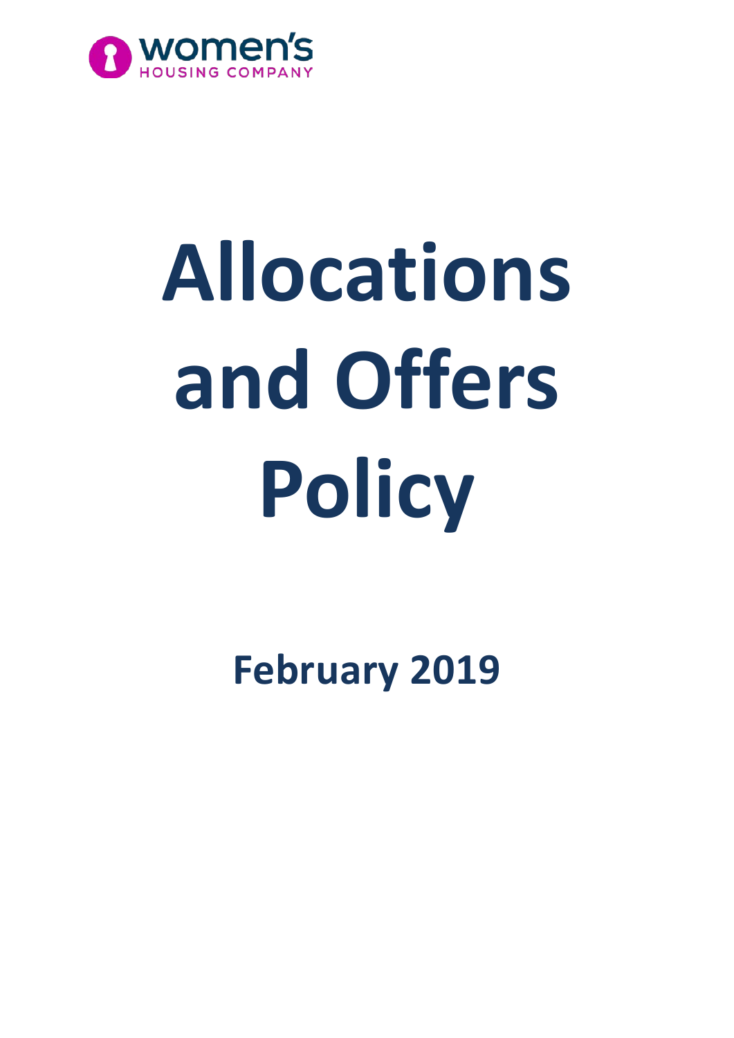women's
HOUSING COMPANY

# Allocations and Offers Policy

**February 2019**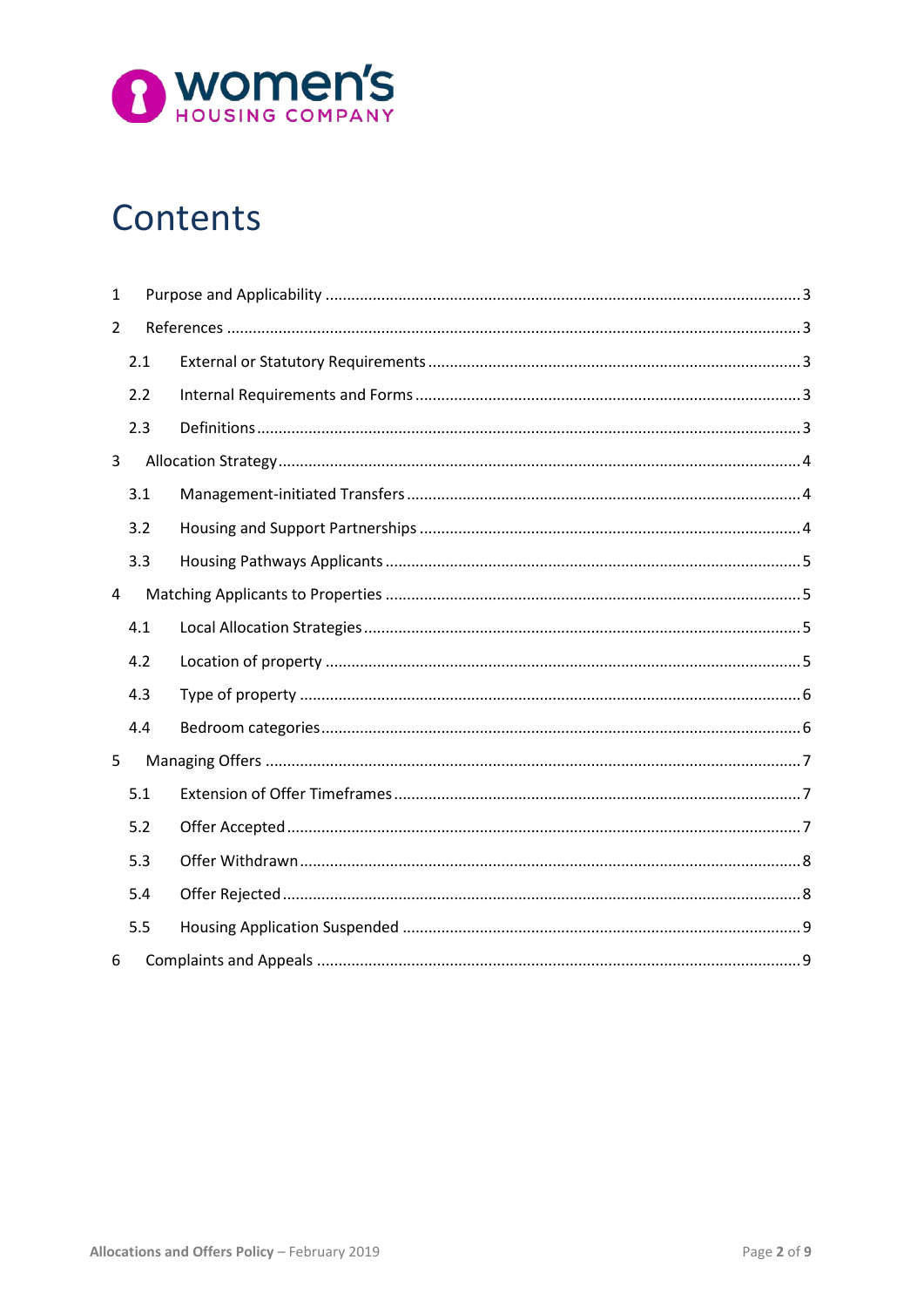# Contents

1 Purpose and Applicability ........................................ 3

2 References ........................................ 3

- 2.1 External or Statutory Requirements ........................................ 3
- 2.2 Internal Requirements and Forms ........................................ 3
- 2.3 Definitions ........................................ 3

3 Allocation Strategy ........................................ 4

- 3.1 Management-initiated Transfers ........................................ 4
- 3.2 Housing and Support Partnerships ........................................ 4
- 3.3 Housing Pathways Applicants ........................................ 5

4 Matching Applicants to Properties ........................................ 5

- 4.1 Local Allocation Strategies ........................................ 5
- 4.2 Location of property ........................................ 5
- 4.3 Type of property ........................................ 6
- 4.4 Bedroom categories ........................................ 6

5 Managing Offers ........................................ 7

- 5.1 Extension of Offer Timeframes ........................................ 7
- 5.2 Offer Accepted ........................................ 7
- 5.3 Offer Withdrawn ........................................ 8
- 5.4 Offer Rejected ........................................ 8
- 5.5 Housing Application Suspended ........................................ 9

6 Complaints and Appeals ........................................ 9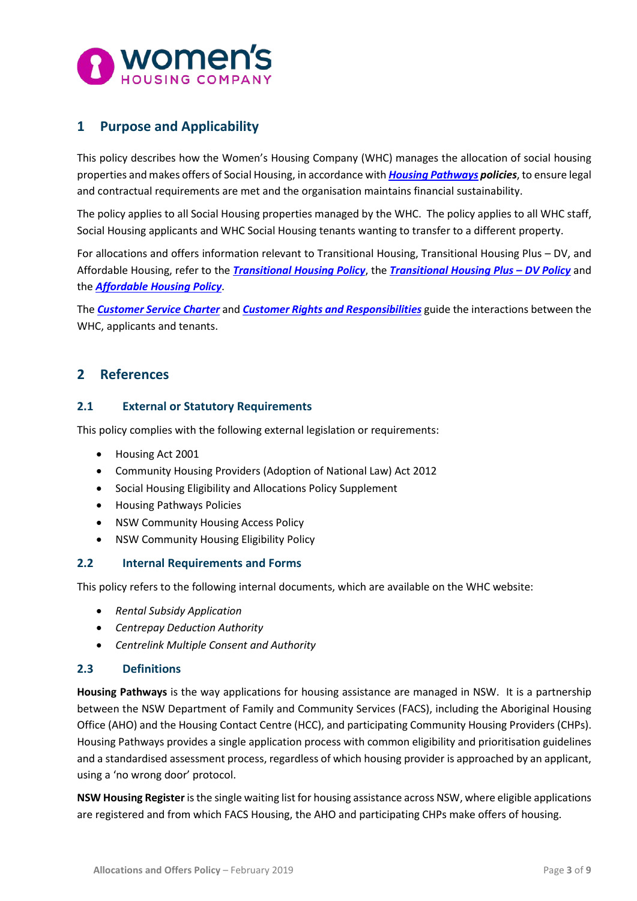## 1 Purpose and Applicability

This policy describes how the Women's Housing Company (WHC) manages the allocation of social housing properties and makes offers of Social Housing, in accordance with ***Housing Pathways*** ***policies***, to ensure legal and contractual requirements are met and the organisation maintains financial sustainability.

The policy applies to all Social Housing properties managed by the WHC. The policy applies to all WHC staff, Social Housing applicants and WHC Social Housing tenants wanting to transfer to a different property.

For allocations and offers information relevant to Transitional Housing, Transitional Housing Plus – DV, and Affordable Housing, refer to the ***Transitional Housing Policy***, the ***Transitional Housing Plus – DV Policy*** and the ***Affordable Housing Policy***.

The ***Customer Service Charter*** and ***Customer Rights and Responsibilities*** guide the interactions between the WHC, applicants and tenants.

## 2 References

### 2.1 External or Statutory Requirements

This policy complies with the following external legislation or requirements:

- Housing Act 2001
- Community Housing Providers (Adoption of National Law) Act 2012
- Social Housing Eligibility and Allocations Policy Supplement
- Housing Pathways Policies
- NSW Community Housing Access Policy
- NSW Community Housing Eligibility Policy

### 2.2 Internal Requirements and Forms

This policy refers to the following internal documents, which are available on the WHC website:

- *Rental Subsidy Application*
- *Centrepay Deduction Authority*
- *Centrelink Multiple Consent and Authority*

### 2.3 Definitions

**Housing Pathways** is the way applications for housing assistance are managed in NSW. It is a partnership between the NSW Department of Family and Community Services (FACS), including the Aboriginal Housing Office (AHO) and the Housing Contact Centre (HCC), and participating Community Housing Providers (CHPs). Housing Pathways provides a single application process with common eligibility and prioritisation guidelines and a standardised assessment process, regardless of which housing provider is approached by an applicant, using a 'no wrong door' protocol.

**NSW Housing Register** is the single waiting list for housing assistance across NSW, where eligible applications are registered and from which FACS Housing, the AHO and participating CHPs make offers of housing.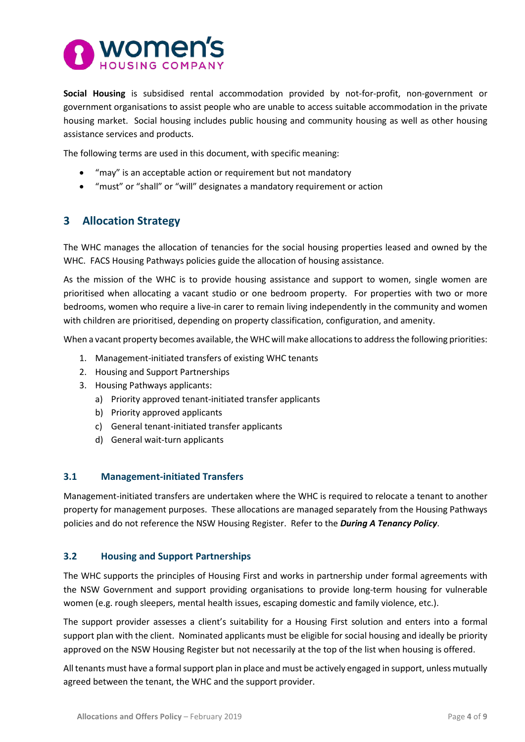**Social Housing** is subsidised rental accommodation provided by not-for-profit, non-government or government organisations to assist people who are unable to access suitable accommodation in the private housing market. Social housing includes public housing and community housing as well as other housing assistance services and products.

The following terms are used in this document, with specific meaning:

- "may" is an acceptable action or requirement but not mandatory
- "must" or "shall" or "will" designates a mandatory requirement or action

## 3 Allocation Strategy

The WHC manages the allocation of tenancies for the social housing properties leased and owned by the WHC. FACS Housing Pathways policies guide the allocation of housing assistance.

As the mission of the WHC is to provide housing assistance and support to women, single women are prioritised when allocating a vacant studio or one bedroom property. For properties with two or more bedrooms, women who require a live-in carer to remain living independently in the community and women with children are prioritised, depending on property classification, configuration, and amenity.

When a vacant property becomes available, the WHC will make allocations to address the following priorities:

1. Management-initiated transfers of existing WHC tenants
2. Housing and Support Partnerships
3. Housing Pathways applicants:
   a) Priority approved tenant-initiated transfer applicants
   b) Priority approved applicants
   c) General tenant-initiated transfer applicants
   d) General wait-turn applicants

### 3.1 Management-initiated Transfers

Management-initiated transfers are undertaken where the WHC is required to relocate a tenant to another property for management purposes. These allocations are managed separately from the Housing Pathways policies and do not reference the NSW Housing Register. Refer to the ***During A Tenancy Policy***.

### 3.2 Housing and Support Partnerships

The WHC supports the principles of Housing First and works in partnership under formal agreements with the NSW Government and support providing organisations to provide long-term housing for vulnerable women (e.g. rough sleepers, mental health issues, escaping domestic and family violence, etc.).

The support provider assesses a client's suitability for a Housing First solution and enters into a formal support plan with the client. Nominated applicants must be eligible for social housing and ideally be priority approved on the NSW Housing Register but not necessarily at the top of the list when housing is offered.

All tenants must have a formal support plan in place and must be actively engaged in support, unless mutually agreed between the tenant, the WHC and the support provider.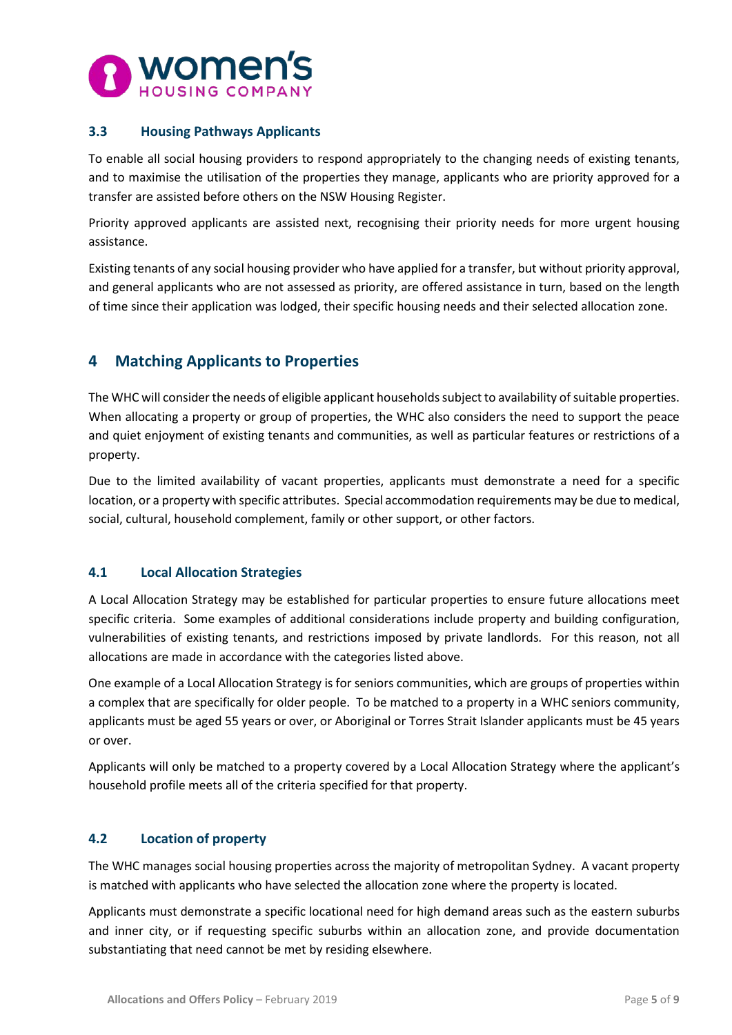### 3.3 Housing Pathways Applicants

To enable all social housing providers to respond appropriately to the changing needs of existing tenants, and to maximise the utilisation of the properties they manage, applicants who are priority approved for a transfer are assisted before others on the NSW Housing Register.

Priority approved applicants are assisted next, recognising their priority needs for more urgent housing assistance.

Existing tenants of any social housing provider who have applied for a transfer, but without priority approval, and general applicants who are not assessed as priority, are offered assistance in turn, based on the length of time since their application was lodged, their specific housing needs and their selected allocation zone.

## 4 Matching Applicants to Properties

The WHC will consider the needs of eligible applicant households subject to availability of suitable properties. When allocating a property or group of properties, the WHC also considers the need to support the peace and quiet enjoyment of existing tenants and communities, as well as particular features or restrictions of a property.

Due to the limited availability of vacant properties, applicants must demonstrate a need for a specific location, or a property with specific attributes. Special accommodation requirements may be due to medical, social, cultural, household complement, family or other support, or other factors.

### 4.1 Local Allocation Strategies

A Local Allocation Strategy may be established for particular properties to ensure future allocations meet specific criteria. Some examples of additional considerations include property and building configuration, vulnerabilities of existing tenants, and restrictions imposed by private landlords. For this reason, not all allocations are made in accordance with the categories listed above.

One example of a Local Allocation Strategy is for seniors communities, which are groups of properties within a complex that are specifically for older people. To be matched to a property in a WHC seniors community, applicants must be aged 55 years or over, or Aboriginal or Torres Strait Islander applicants must be 45 years or over.

Applicants will only be matched to a property covered by a Local Allocation Strategy where the applicant's household profile meets all of the criteria specified for that property.

### 4.2 Location of property

The WHC manages social housing properties across the majority of metropolitan Sydney. A vacant property is matched with applicants who have selected the allocation zone where the property is located.

Applicants must demonstrate a specific locational need for high demand areas such as the eastern suburbs and inner city, or if requesting specific suburbs within an allocation zone, and provide documentation substantiating that need cannot be met by residing elsewhere.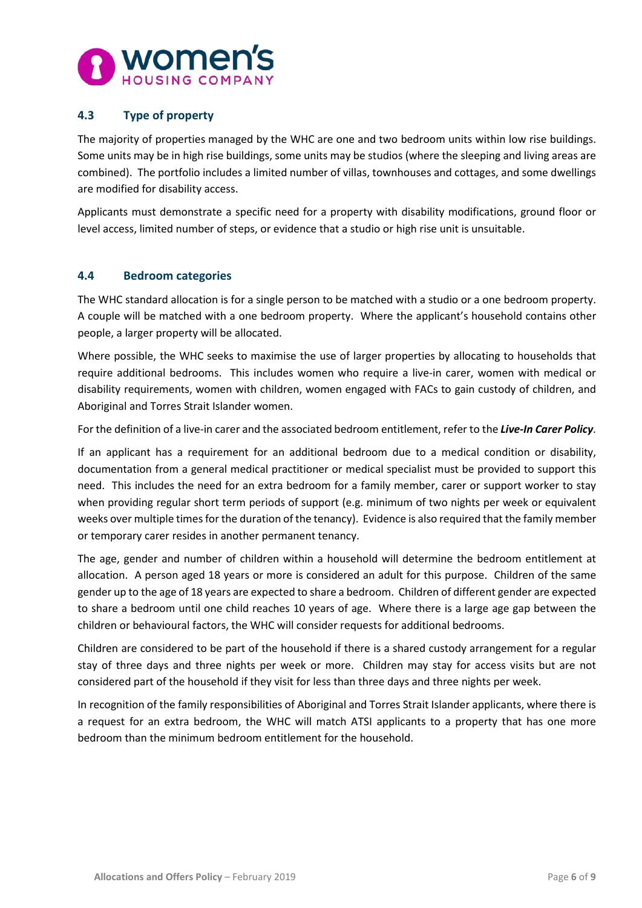### 4.3 Type of property

The majority of properties managed by the WHC are one and two bedroom units within low rise buildings. Some units may be in high rise buildings, some units may be studios (where the sleeping and living areas are combined). The portfolio includes a limited number of villas, townhouses and cottages, and some dwellings are modified for disability access.

Applicants must demonstrate a specific need for a property with disability modifications, ground floor or level access, limited number of steps, or evidence that a studio or high rise unit is unsuitable.

### 4.4 Bedroom categories

The WHC standard allocation is for a single person to be matched with a studio or a one bedroom property. A couple will be matched with a one bedroom property. Where the applicant's household contains other people, a larger property will be allocated.

Where possible, the WHC seeks to maximise the use of larger properties by allocating to households that require additional bedrooms. This includes women who require a live-in carer, women with medical or disability requirements, women with children, women engaged with FACs to gain custody of children, and Aboriginal and Torres Strait Islander women.

For the definition of a live-in carer and the associated bedroom entitlement, refer to the ***Live-In Carer Policy***.

If an applicant has a requirement for an additional bedroom due to a medical condition or disability, documentation from a general medical practitioner or medical specialist must be provided to support this need. This includes the need for an extra bedroom for a family member, carer or support worker to stay when providing regular short term periods of support (e.g. minimum of two nights per week or equivalent weeks over multiple times for the duration of the tenancy). Evidence is also required that the family member or temporary carer resides in another permanent tenancy.

The age, gender and number of children within a household will determine the bedroom entitlement at allocation. A person aged 18 years or more is considered an adult for this purpose. Children of the same gender up to the age of 18 years are expected to share a bedroom. Children of different gender are expected to share a bedroom until one child reaches 10 years of age. Where there is a large age gap between the children or behavioural factors, the WHC will consider requests for additional bedrooms.

Children are considered to be part of the household if there is a shared custody arrangement for a regular stay of three days and three nights per week or more. Children may stay for access visits but are not considered part of the household if they visit for less than three days and three nights per week.

In recognition of the family responsibilities of Aboriginal and Torres Strait Islander applicants, where there is a request for an extra bedroom, the WHC will match ATSI applicants to a property that has one more bedroom than the minimum bedroom entitlement for the household.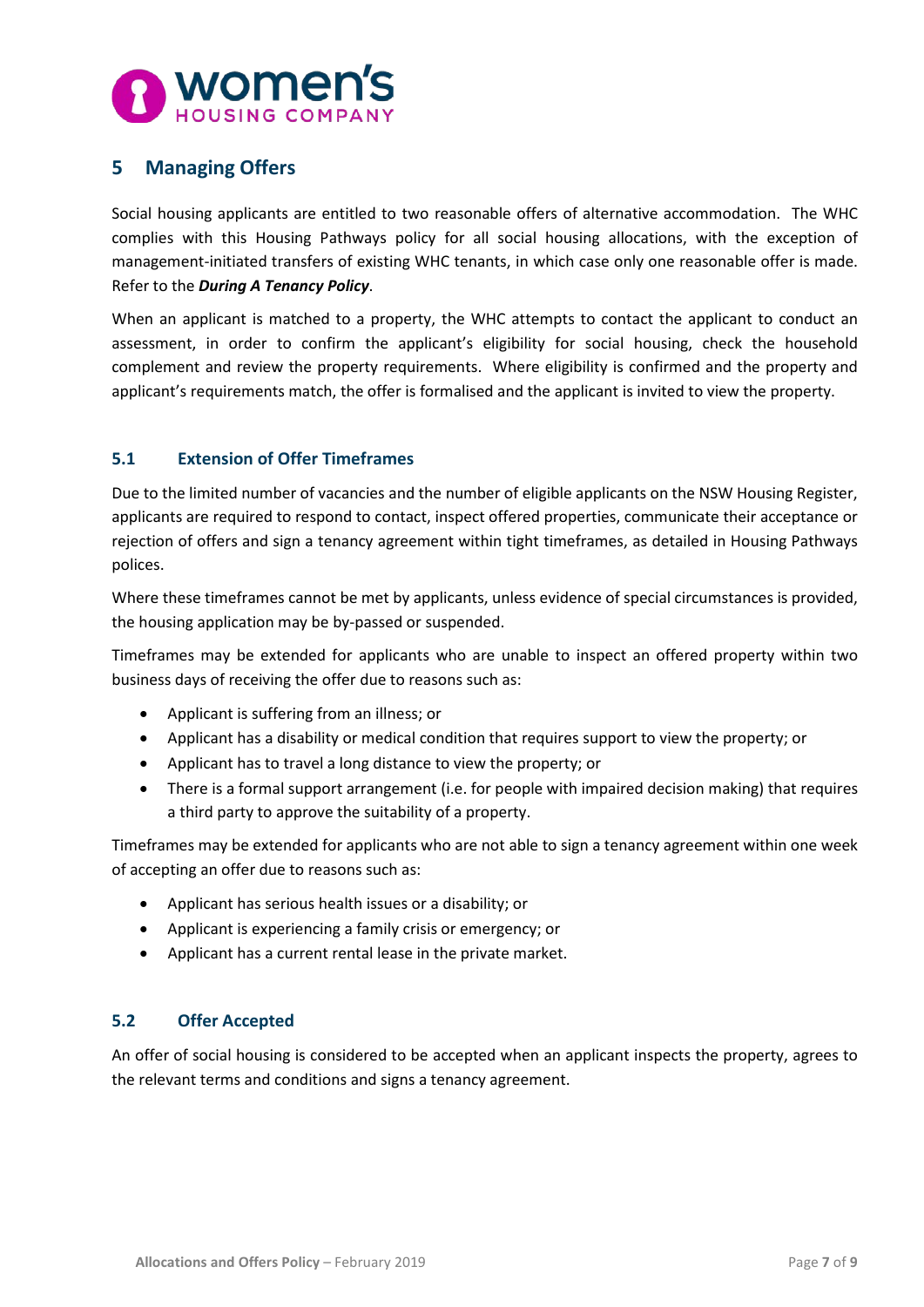## 5 Managing Offers

Social housing applicants are entitled to two reasonable offers of alternative accommodation. The WHC complies with this Housing Pathways policy for all social housing allocations, with the exception of management-initiated transfers of existing WHC tenants, in which case only one reasonable offer is made. Refer to the ***During A Tenancy Policy***.

When an applicant is matched to a property, the WHC attempts to contact the applicant to conduct an assessment, in order to confirm the applicant's eligibility for social housing, check the household complement and review the property requirements. Where eligibility is confirmed and the property and applicant's requirements match, the offer is formalised and the applicant is invited to view the property.

### 5.1 Extension of Offer Timeframes

Due to the limited number of vacancies and the number of eligible applicants on the NSW Housing Register, applicants are required to respond to contact, inspect offered properties, communicate their acceptance or rejection of offers and sign a tenancy agreement within tight timeframes, as detailed in Housing Pathways polices.

Where these timeframes cannot be met by applicants, unless evidence of special circumstances is provided, the housing application may be by-passed or suspended.

Timeframes may be extended for applicants who are unable to inspect an offered property within two business days of receiving the offer due to reasons such as:

- Applicant is suffering from an illness; or
- Applicant has a disability or medical condition that requires support to view the property; or
- Applicant has to travel a long distance to view the property; or
- There is a formal support arrangement (i.e. for people with impaired decision making) that requires a third party to approve the suitability of a property.

Timeframes may be extended for applicants who are not able to sign a tenancy agreement within one week of accepting an offer due to reasons such as:

- Applicant has serious health issues or a disability; or
- Applicant is experiencing a family crisis or emergency; or
- Applicant has a current rental lease in the private market.

### 5.2 Offer Accepted

An offer of social housing is considered to be accepted when an applicant inspects the property, agrees to the relevant terms and conditions and signs a tenancy agreement.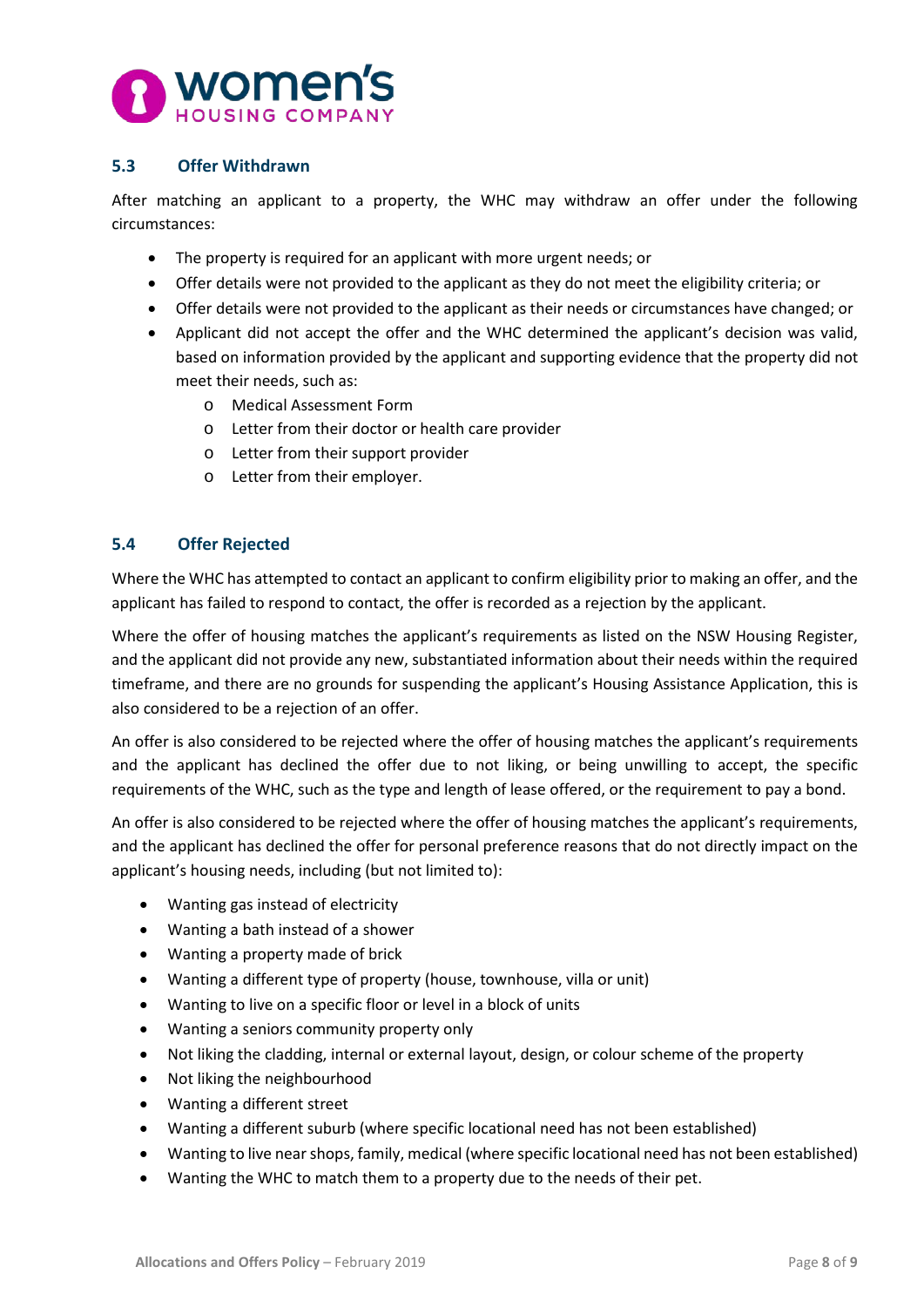### 5.3 Offer Withdrawn

After matching an applicant to a property, the WHC may withdraw an offer under the following circumstances:

- The property is required for an applicant with more urgent needs; or
- Offer details were not provided to the applicant as they do not meet the eligibility criteria; or
- Offer details were not provided to the applicant as their needs or circumstances have changed; or
- Applicant did not accept the offer and the WHC determined the applicant's decision was valid, based on information provided by the applicant and supporting evidence that the property did not meet their needs, such as:
  - Medical Assessment Form
  - Letter from their doctor or health care provider
  - Letter from their support provider
  - Letter from their employer.

### 5.4 Offer Rejected

Where the WHC has attempted to contact an applicant to confirm eligibility prior to making an offer, and the applicant has failed to respond to contact, the offer is recorded as a rejection by the applicant.

Where the offer of housing matches the applicant's requirements as listed on the NSW Housing Register, and the applicant did not provide any new, substantiated information about their needs within the required timeframe, and there are no grounds for suspending the applicant's Housing Assistance Application, this is also considered to be a rejection of an offer.

An offer is also considered to be rejected where the offer of housing matches the applicant's requirements and the applicant has declined the offer due to not liking, or being unwilling to accept, the specific requirements of the WHC, such as the type and length of lease offered, or the requirement to pay a bond.

An offer is also considered to be rejected where the offer of housing matches the applicant's requirements, and the applicant has declined the offer for personal preference reasons that do not directly impact on the applicant's housing needs, including (but not limited to):

- Wanting gas instead of electricity
- Wanting a bath instead of a shower
- Wanting a property made of brick
- Wanting a different type of property (house, townhouse, villa or unit)
- Wanting to live on a specific floor or level in a block of units
- Wanting a seniors community property only
- Not liking the cladding, internal or external layout, design, or colour scheme of the property
- Not liking the neighbourhood
- Wanting a different street
- Wanting a different suburb (where specific locational need has not been established)
- Wanting to live near shops, family, medical (where specific locational need has not been established)
- Wanting the WHC to match them to a property due to the needs of their pet.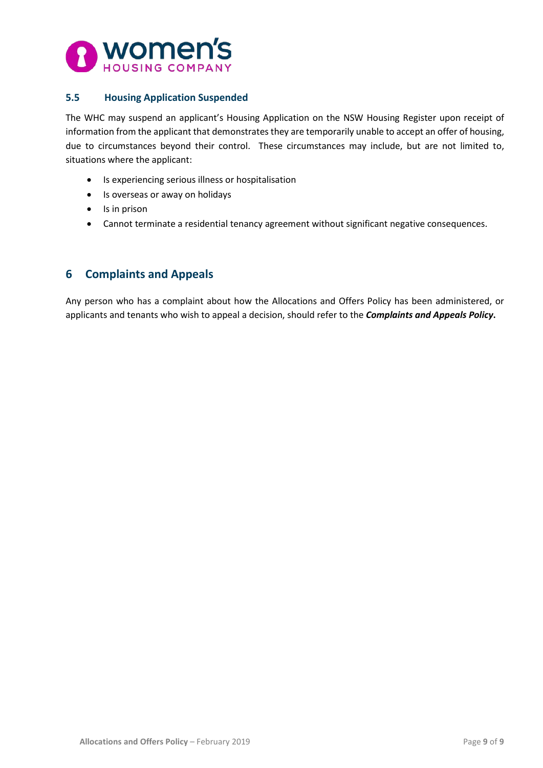### 5.5 Housing Application Suspended

The WHC may suspend an applicant's Housing Application on the NSW Housing Register upon receipt of information from the applicant that demonstrates they are temporarily unable to accept an offer of housing, due to circumstances beyond their control. These circumstances may include, but are not limited to, situations where the applicant:

- Is experiencing serious illness or hospitalisation
- Is overseas or away on holidays
- Is in prison
- Cannot terminate a residential tenancy agreement without significant negative consequences.

## 6 Complaints and Appeals

Any person who has a complaint about how the Allocations and Offers Policy has been administered, or applicants and tenants who wish to appeal a decision, should refer to the ***Complaints and Appeals Policy*****.**